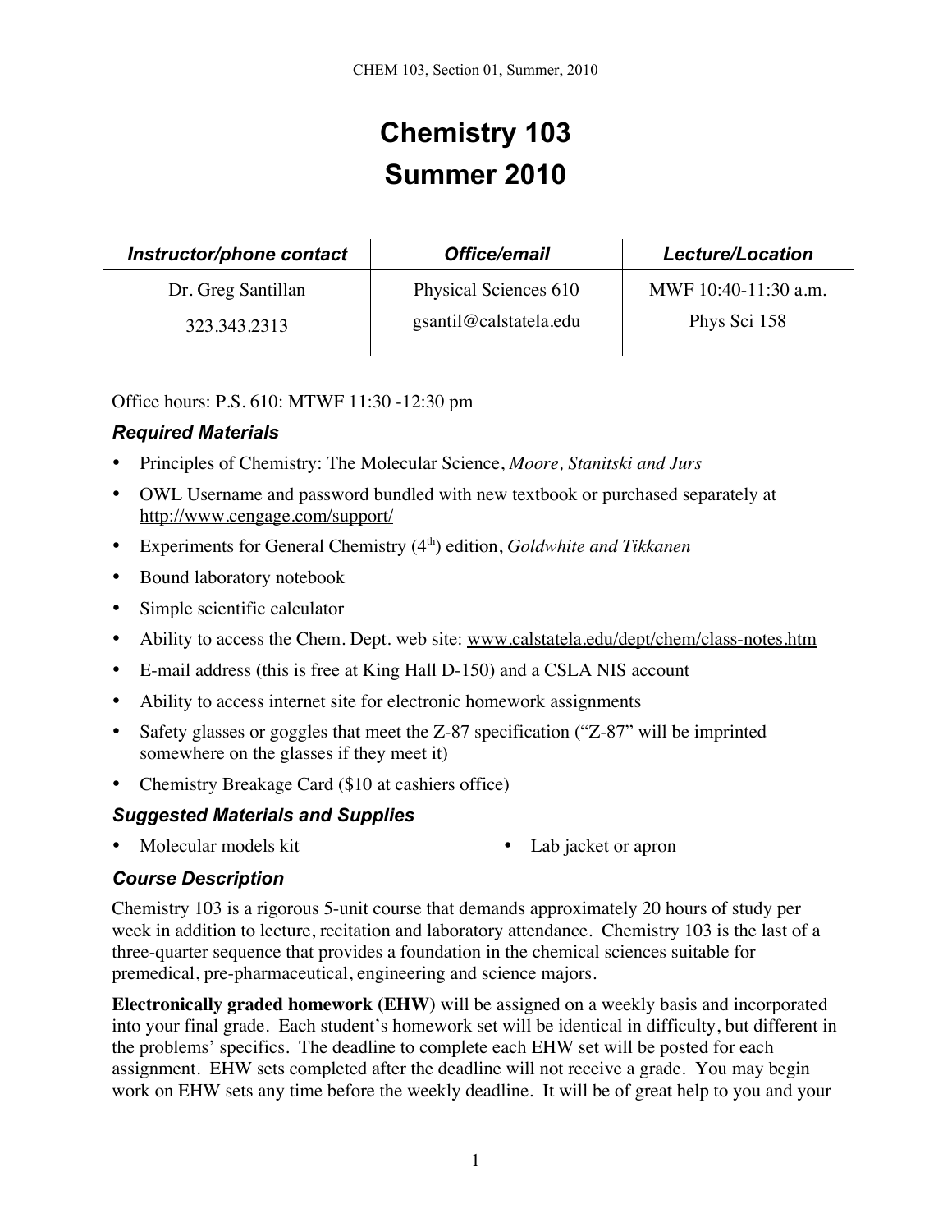# Chemistry 103
# Summer 2010

| *Instructor/phone contact* | *Office/email* | *Lecture/Location* |
|---|---|---|
| Dr. Greg Santillan | Physical Sciences 610 | MWF 10:40-11:30 a.m. |
| 323.343.2313 | gsantil@calstatela.edu | Phys Sci 158 |

Office hours: P.S. 610: MTWF 11:30 -12:30 pm

### *Required Materials*

- Principles of Chemistry: The Molecular Science, *Moore, Stanitski and Jurs*
- OWL Username and password bundled with new textbook or purchased separately at http://www.cengage.com/support/
- Experiments for General Chemistry (4th) edition, *Goldwhite and Tikkanen*
- Bound laboratory notebook
- Simple scientific calculator
- Ability to access the Chem. Dept. web site: www.calstatela.edu/dept/chem/class-notes.htm
- E-mail address (this is free at King Hall D-150) and a CSLA NIS account
- Ability to access internet site for electronic homework assignments
- Safety glasses or goggles that meet the Z-87 specification ("Z-87" will be imprinted somewhere on the glasses if they meet it)
- Chemistry Breakage Card ($10 at cashiers office)

### *Suggested Materials and Supplies*

- Molecular models kit
- Lab jacket or apron

### *Course Description*

Chemistry 103 is a rigorous 5-unit course that demands approximately 20 hours of study per week in addition to lecture, recitation and laboratory attendance. Chemistry 103 is the last of a three-quarter sequence that provides a foundation in the chemical sciences suitable for premedical, pre-pharmaceutical, engineering and science majors.

**Electronically graded homework (EHW)** will be assigned on a weekly basis and incorporated into your final grade. Each student's homework set will be identical in difficulty, but different in the problems' specifics. The deadline to complete each EHW set will be posted for each assignment. EHW sets completed after the deadline will not receive a grade. You may begin work on EHW sets any time before the weekly deadline. It will be of great help to you and your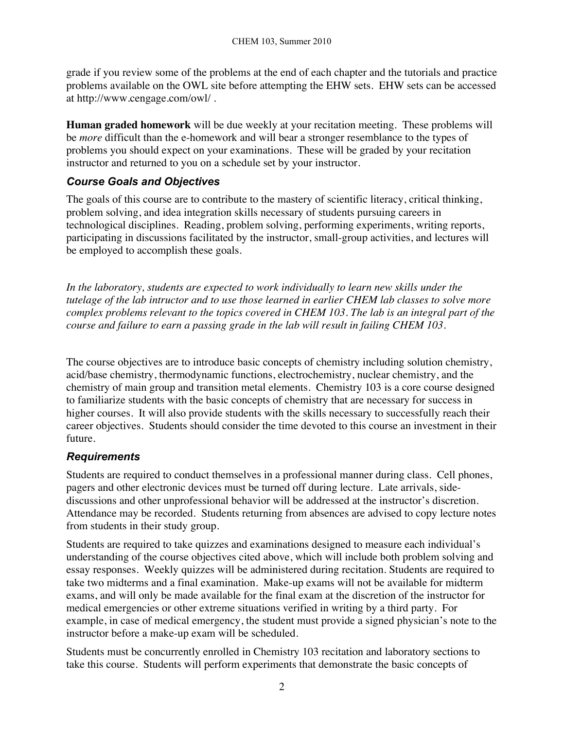grade if you review some of the problems at the end of each chapter and the tutorials and practice problems available on the OWL site before attempting the EHW sets. EHW sets can be accessed at http://www.cengage.com/owl/ .

**Human graded homework** will be due weekly at your recitation meeting. These problems will be *more* difficult than the e-homework and will bear a stronger resemblance to the types of problems you should expect on your examinations. These will be graded by your recitation instructor and returned to you on a schedule set by your instructor.

### *Course Goals and Objectives*

The goals of this course are to contribute to the mastery of scientific literacy, critical thinking, problem solving, and idea integration skills necessary of students pursuing careers in technological disciplines. Reading, problem solving, performing experiments, writing reports, participating in discussions facilitated by the instructor, small-group activities, and lectures will be employed to accomplish these goals.

*In the laboratory, students are expected to work individually to learn new skills under the tutelage of the lab intructor and to use those learned in earlier CHEM lab classes to solve more complex problems relevant to the topics covered in CHEM 103. The lab is an integral part of the course and failure to earn a passing grade in the lab will result in failing CHEM 103.*

The course objectives are to introduce basic concepts of chemistry including solution chemistry, acid/base chemistry, thermodynamic functions, electrochemistry, nuclear chemistry, and the chemistry of main group and transition metal elements. Chemistry 103 is a core course designed to familiarize students with the basic concepts of chemistry that are necessary for success in higher courses. It will also provide students with the skills necessary to successfully reach their career objectives. Students should consider the time devoted to this course an investment in their future.

### *Requirements*

Students are required to conduct themselves in a professional manner during class. Cell phones, pagers and other electronic devices must be turned off during lecture. Late arrivals, side-discussions and other unprofessional behavior will be addressed at the instructor's discretion. Attendance may be recorded. Students returning from absences are advised to copy lecture notes from students in their study group.

Students are required to take quizzes and examinations designed to measure each individual's understanding of the course objectives cited above, which will include both problem solving and essay responses. Weekly quizzes will be administered during recitation. Students are required to take two midterms and a final examination. Make-up exams will not be available for midterm exams, and will only be made available for the final exam at the discretion of the instructor for medical emergencies or other extreme situations verified in writing by a third party. For example, in case of medical emergency, the student must provide a signed physician's note to the instructor before a make-up exam will be scheduled.

Students must be concurrently enrolled in Chemistry 103 recitation and laboratory sections to take this course. Students will perform experiments that demonstrate the basic concepts of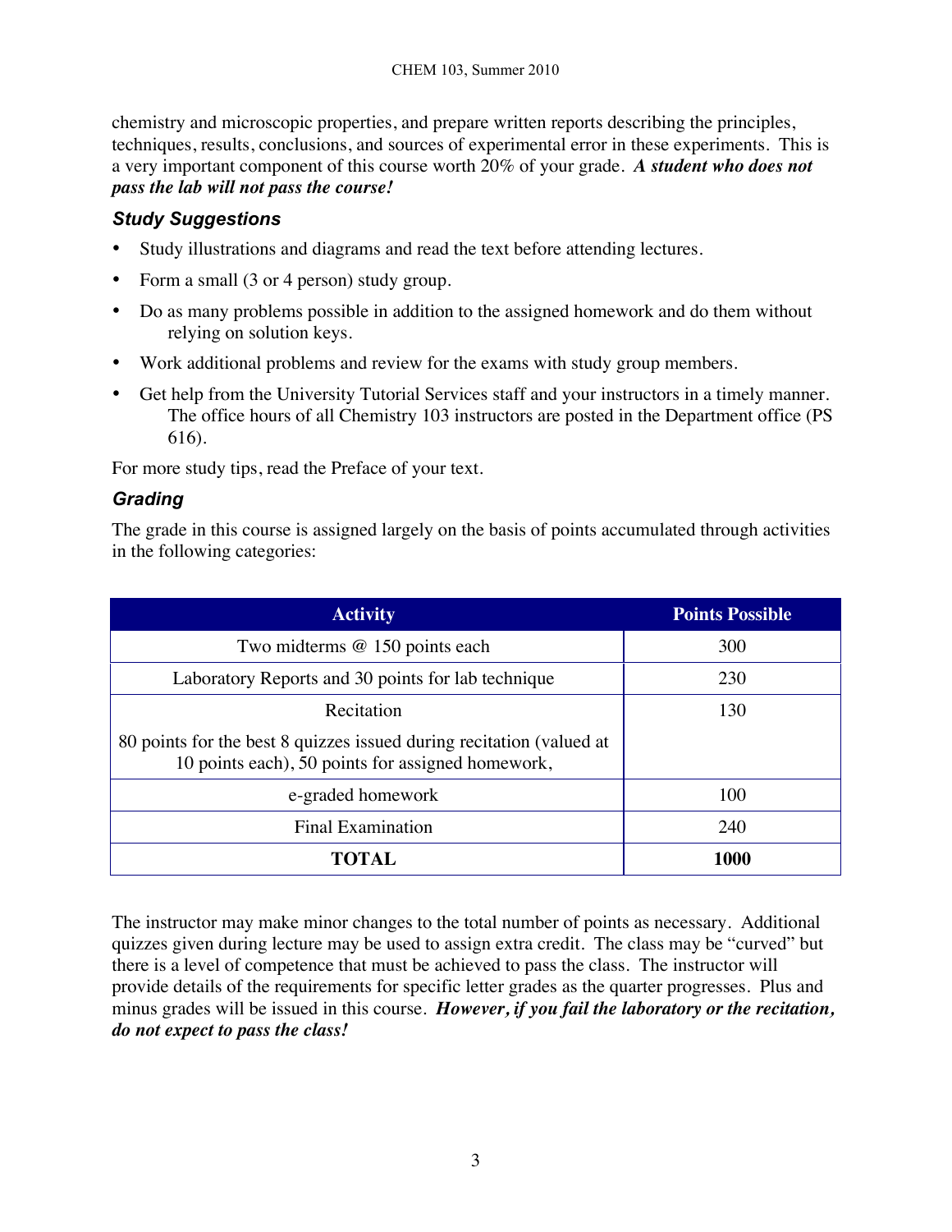chemistry and microscopic properties, and prepare written reports describing the principles, techniques, results, conclusions, and sources of experimental error in these experiments. This is a very important component of this course worth 20% of your grade. ***A student who does not pass the lab will not pass the course!***

### *Study Suggestions*

- Study illustrations and diagrams and read the text before attending lectures.
- Form a small (3 or 4 person) study group.
- Do as many problems possible in addition to the assigned homework and do them without relying on solution keys.
- Work additional problems and review for the exams with study group members.
- Get help from the University Tutorial Services staff and your instructors in a timely manner. The office hours of all Chemistry 103 instructors are posted in the Department office (PS 616).

For more study tips, read the Preface of your text.

### *Grading*

The grade in this course is assigned largely on the basis of points accumulated through activities in the following categories:

| Activity | Points Possible |
| --- | --- |
| Two midterms @ 150 points each | 300 |
| Laboratory Reports and 30 points for lab technique | 230 |
| Recitation<br><br>80 points for the best 8 quizzes issued during recitation (valued at 10 points each), 50 points for assigned homework, | 130 |
| e-graded homework | 100 |
| Final Examination | 240 |
| **TOTAL** | **1000** |

The instructor may make minor changes to the total number of points as necessary. Additional quizzes given during lecture may be used to assign extra credit. The class may be "curved" but there is a level of competence that must be achieved to pass the class. The instructor will provide details of the requirements for specific letter grades as the quarter progresses. Plus and minus grades will be issued in this course. ***However, if you fail the laboratory or the recitation, do not expect to pass the class!***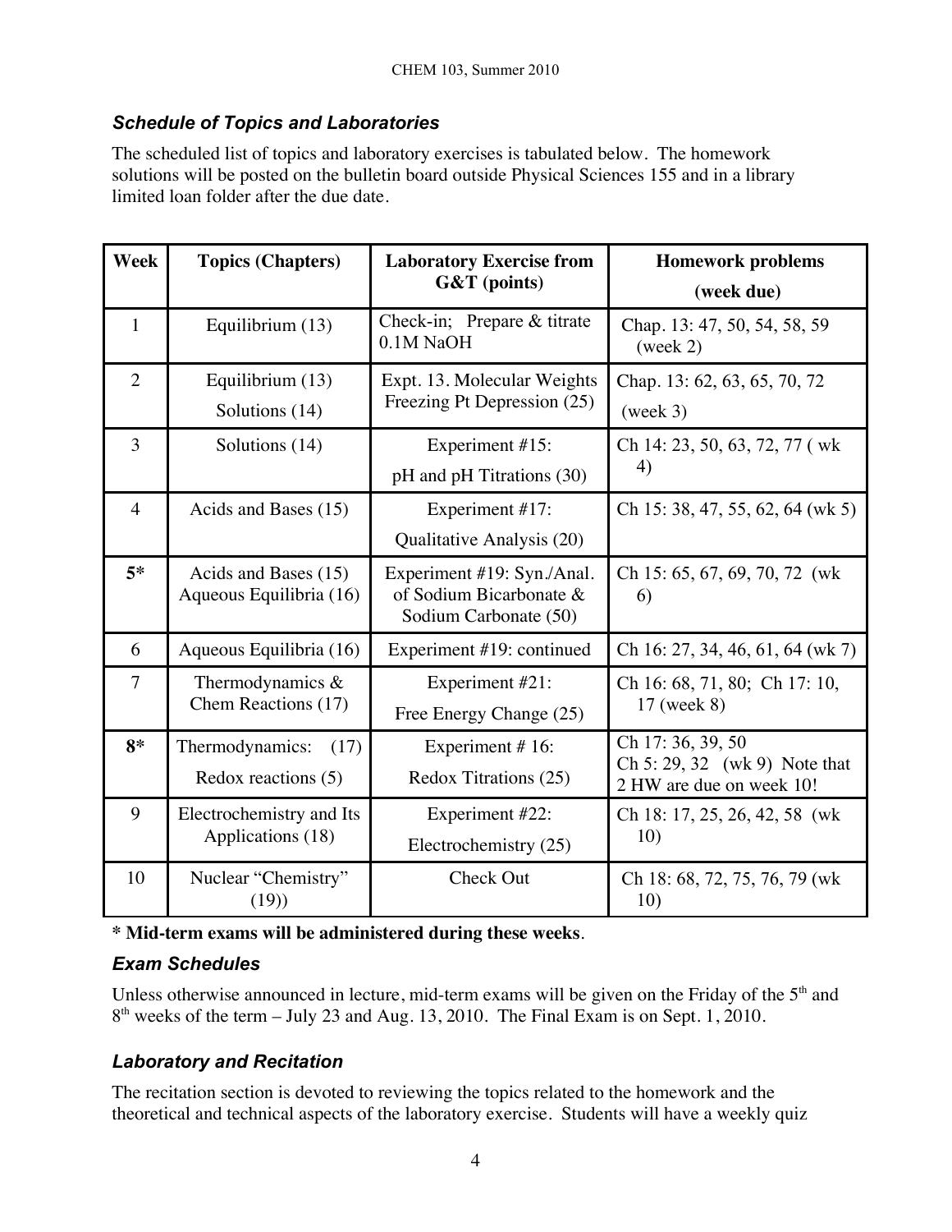### *Schedule of Topics and Laboratories*

The scheduled list of topics and laboratory exercises is tabulated below. The homework solutions will be posted on the bulletin board outside Physical Sciences 155 and in a library limited loan folder after the due date.

| Week | Topics (Chapters) | Laboratory Exercise from G&T (points) | Homework problems (week due) |
|---|---|---|---|
| 1 | Equilibrium (13) | Check-in; Prepare & titrate 0.1M NaOH | Chap. 13: 47, 50, 54, 58, 59 (week 2) |
| 2 | Equilibrium (13) Solutions (14) | Expt. 13. Molecular Weights Freezing Pt Depression (25) | Chap. 13: 62, 63, 65, 70, 72 (week 3) |
| 3 | Solutions (14) | Experiment #15: pH and pH Titrations (30) | Ch 14: 23, 50, 63, 72, 77 ( wk 4) |
| 4 | Acids and Bases (15) | Experiment #17: Qualitative Analysis (20) | Ch 15: 38, 47, 55, 62, 64 (wk 5) |
| **5*** | Acids and Bases (15) Aqueous Equilibria (16) | Experiment #19: Syn./Anal. of Sodium Bicarbonate & Sodium Carbonate (50) | Ch 15: 65, 67, 69, 70, 72 (wk 6) |
| 6 | Aqueous Equilibria (16) | Experiment #19: continued | Ch 16: 27, 34, 46, 61, 64 (wk 7) |
| 7 | Thermodynamics & Chem Reactions (17) | Experiment #21: Free Energy Change (25) | Ch 16: 68, 71, 80; Ch 17: 10, 17 (week 8) |
| **8*** | Thermodynamics: (17) Redox reactions (5) | Experiment # 16: Redox Titrations (25) | Ch 17: 36, 39, 50 Ch 5: 29, 32 (wk 9) Note that 2 HW are due on week 10! |
| 9 | Electrochemistry and Its Applications (18) | Experiment #22: Electrochemistry (25) | Ch 18: 17, 25, 26, 42, 58 (wk 10) |
| 10 | Nuclear "Chemistry" (19)) | Check Out | Ch 18: 68, 72, 75, 76, 79 (wk 10) |

**\* Mid-term exams will be administered during these weeks**.

### *Exam Schedules*

Unless otherwise announced in lecture, mid-term exams will be given on the Friday of the 5th and 8th weeks of the term – July 23 and Aug. 13, 2010. The Final Exam is on Sept. 1, 2010.

### *Laboratory and Recitation*

The recitation section is devoted to reviewing the topics related to the homework and the theoretical and technical aspects of the laboratory exercise. Students will have a weekly quiz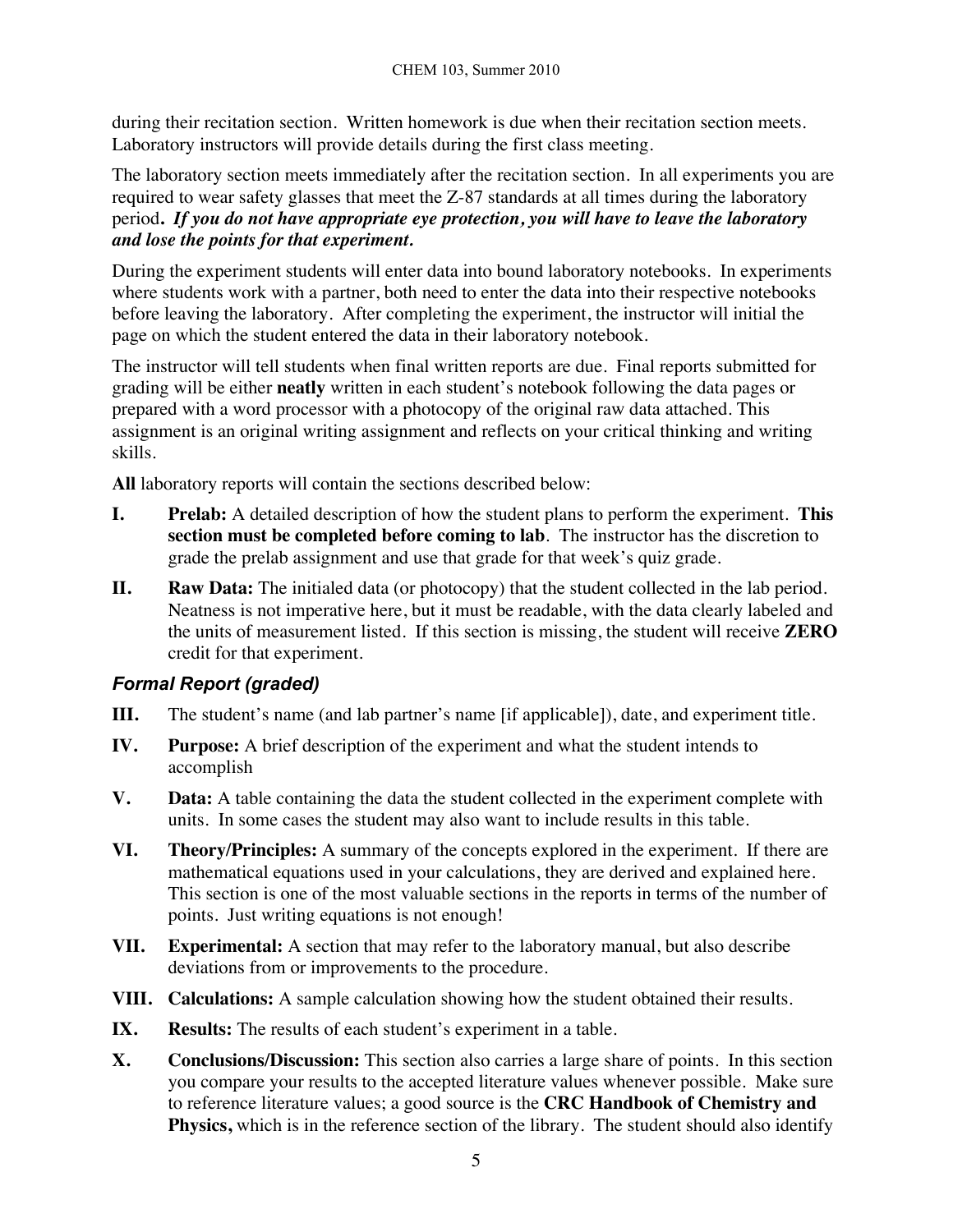during their recitation section. Written homework is due when their recitation section meets. Laboratory instructors will provide details during the first class meeting.

The laboratory section meets immediately after the recitation section. In all experiments you are required to wear safety glasses that meet the Z-87 standards at all times during the laboratory period**. *If you do not have appropriate eye protection, you will have to leave the laboratory and lose the points for that experiment.***

During the experiment students will enter data into bound laboratory notebooks. In experiments where students work with a partner, both need to enter the data into their respective notebooks before leaving the laboratory. After completing the experiment, the instructor will initial the page on which the student entered the data in their laboratory notebook.

The instructor will tell students when final written reports are due. Final reports submitted for grading will be either **neatly** written in each student's notebook following the data pages or prepared with a word processor with a photocopy of the original raw data attached. This assignment is an original writing assignment and reflects on your critical thinking and writing skills.

**All** laboratory reports will contain the sections described below:

**I. Prelab:** A detailed description of how the student plans to perform the experiment. **This section must be completed before coming to lab**. The instructor has the discretion to grade the prelab assignment and use that grade for that week's quiz grade.

**II. Raw Data:** The initialed data (or photocopy) that the student collected in the lab period. Neatness is not imperative here, but it must be readable, with the data clearly labeled and the units of measurement listed. If this section is missing, the student will receive **ZERO** credit for that experiment.

### *Formal Report (graded)*

**III.** The student's name (and lab partner's name [if applicable]), date, and experiment title.

**IV. Purpose:** A brief description of the experiment and what the student intends to accomplish

**V. Data:** A table containing the data the student collected in the experiment complete with units. In some cases the student may also want to include results in this table.

**VI. Theory/Principles:** A summary of the concepts explored in the experiment. If there are mathematical equations used in your calculations, they are derived and explained here. This section is one of the most valuable sections in the reports in terms of the number of points. Just writing equations is not enough!

**VII. Experimental:** A section that may refer to the laboratory manual, but also describe deviations from or improvements to the procedure.

**VIII. Calculations:** A sample calculation showing how the student obtained their results.

**IX. Results:** The results of each student's experiment in a table.

**X. Conclusions/Discussion:** This section also carries a large share of points. In this section you compare your results to the accepted literature values whenever possible. Make sure to reference literature values; a good source is the **CRC Handbook of Chemistry and Physics,** which is in the reference section of the library. The student should also identify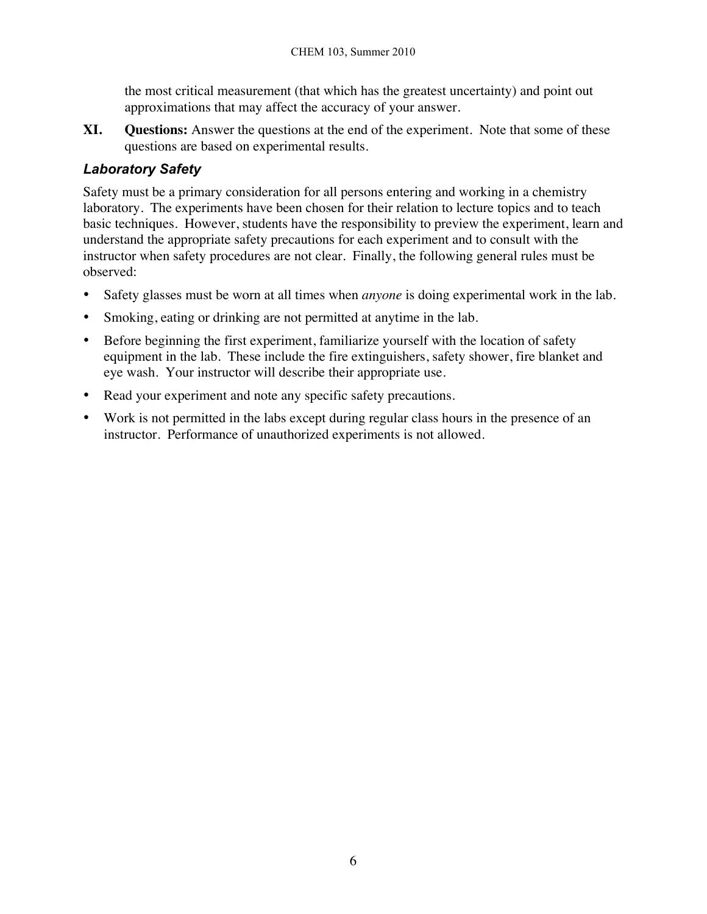the most critical measurement (that which has the greatest uncertainty) and point out approximations that may affect the accuracy of your answer.

**XI. Questions:** Answer the questions at the end of the experiment. Note that some of these questions are based on experimental results.

### *Laboratory Safety*

Safety must be a primary consideration for all persons entering and working in a chemistry laboratory. The experiments have been chosen for their relation to lecture topics and to teach basic techniques. However, students have the responsibility to preview the experiment, learn and understand the appropriate safety precautions for each experiment and to consult with the instructor when safety procedures are not clear. Finally, the following general rules must be observed:

- Safety glasses must be worn at all times when *anyone* is doing experimental work in the lab.
- Smoking, eating or drinking are not permitted at anytime in the lab.
- Before beginning the first experiment, familiarize yourself with the location of safety equipment in the lab. These include the fire extinguishers, safety shower, fire blanket and eye wash. Your instructor will describe their appropriate use.
- Read your experiment and note any specific safety precautions.
- Work is not permitted in the labs except during regular class hours in the presence of an instructor. Performance of unauthorized experiments is not allowed.